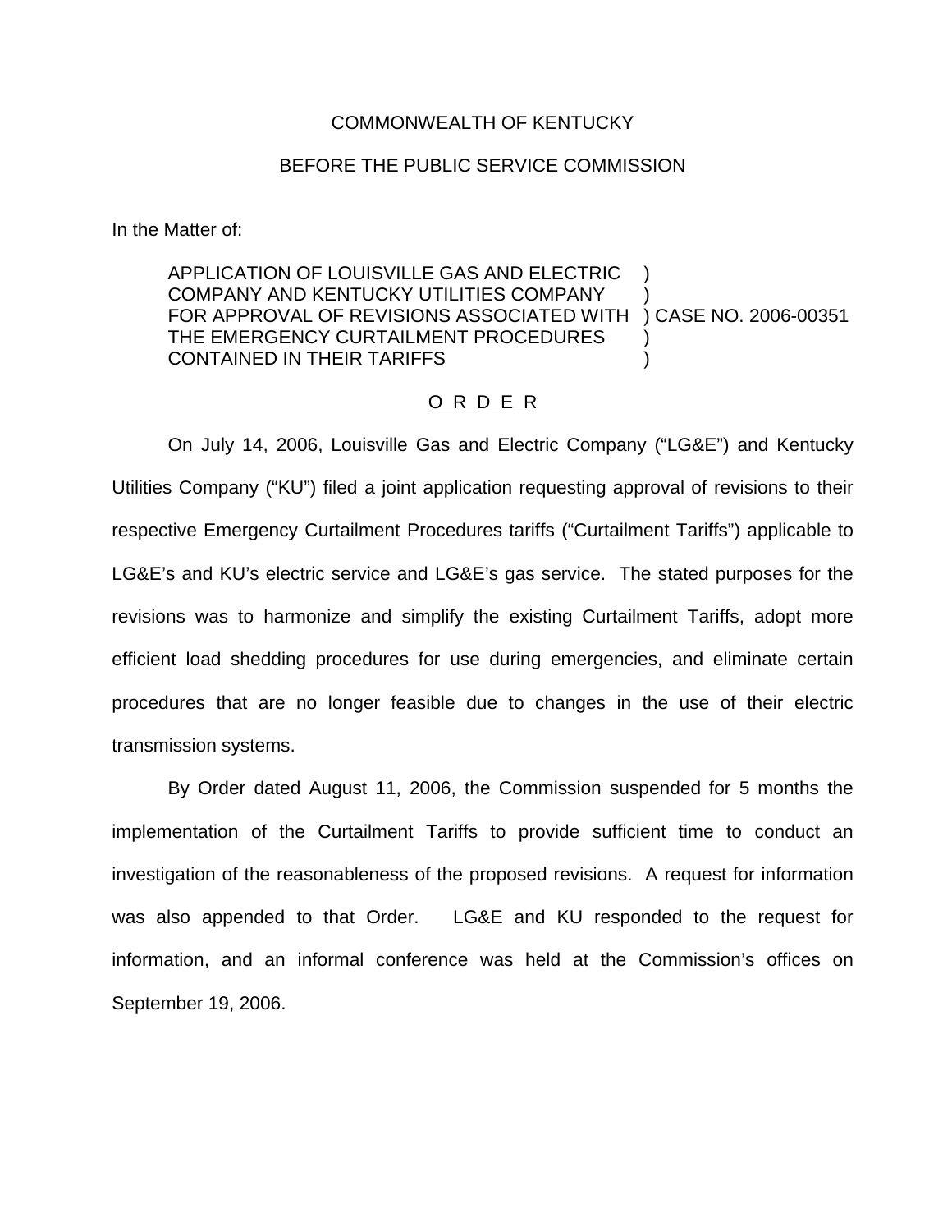COMMONWEALTH OF KENTUCKY

BEFORE THE PUBLIC SERVICE COMMISSION

In the Matter of:

APPLICATION OF LOUISVILLE GAS AND ELECTRIC COMPANY AND KENTUCKY UTILITIES COMPANY FOR APPROVAL OF REVISIONS ASSOCIATED WITH THE EMERGENCY CURTAILMENT PROCEDURES CONTAINED IN THEIR TARIFFS ) CASE NO. 2006-00351

O R D E R

On July 14, 2006, Louisville Gas and Electric Company ("LG&E") and Kentucky Utilities Company ("KU") filed a joint application requesting approval of revisions to their respective Emergency Curtailment Procedures tariffs ("Curtailment Tariffs") applicable to LG&E's and KU's electric service and LG&E's gas service. The stated purposes for the revisions was to harmonize and simplify the existing Curtailment Tariffs, adopt more efficient load shedding procedures for use during emergencies, and eliminate certain procedures that are no longer feasible due to changes in the use of their electric transmission systems.

By Order dated August 11, 2006, the Commission suspended for 5 months the implementation of the Curtailment Tariffs to provide sufficient time to conduct an investigation of the reasonableness of the proposed revisions. A request for information was also appended to that Order. LG&E and KU responded to the request for information, and an informal conference was held at the Commission's offices on September 19, 2006.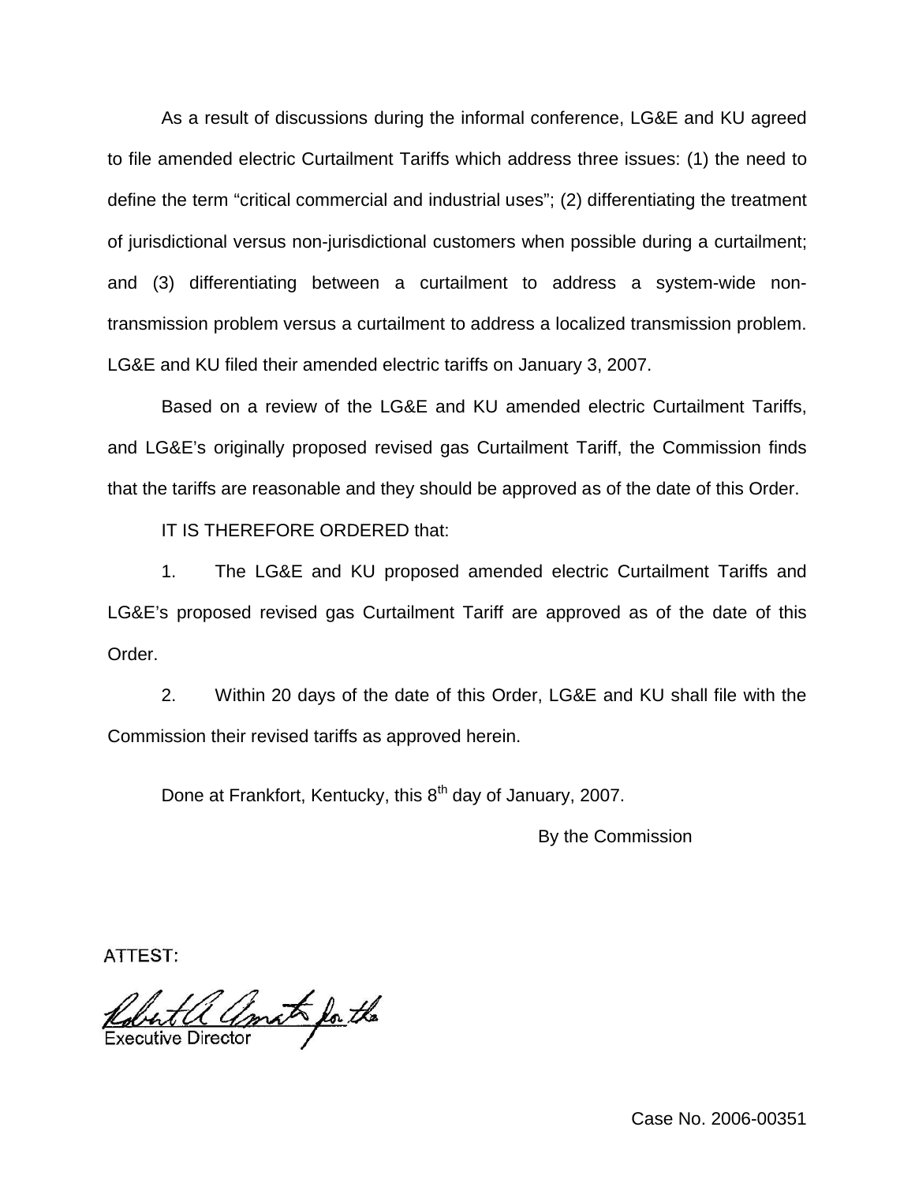As a result of discussions during the informal conference, LG&E and KU agreed to file amended electric Curtailment Tariffs which address three issues: (1) the need to define the term "critical commercial and industrial uses"; (2) differentiating the treatment of jurisdictional versus non-jurisdictional customers when possible during a curtailment; and (3) differentiating between a curtailment to address a system-wide non-transmission problem versus a curtailment to address a localized transmission problem. LG&E and KU filed their amended electric tariffs on January 3, 2007.

Based on a review of the LG&E and KU amended electric Curtailment Tariffs, and LG&E's originally proposed revised gas Curtailment Tariff, the Commission finds that the tariffs are reasonable and they should be approved as of the date of this Order.

IT IS THEREFORE ORDERED that:

1. The LG&E and KU proposed amended electric Curtailment Tariffs and LG&E's proposed revised gas Curtailment Tariff are approved as of the date of this Order.

2. Within 20 days of the date of this Order, LG&E and KU shall file with the Commission their revised tariffs as approved herein.

Done at Frankfort, Kentucky, this 8th day of January, 2007.

By the Commission

ATTEST:

Robert A. Amato for the
Executive Director

Case No. 2006-00351